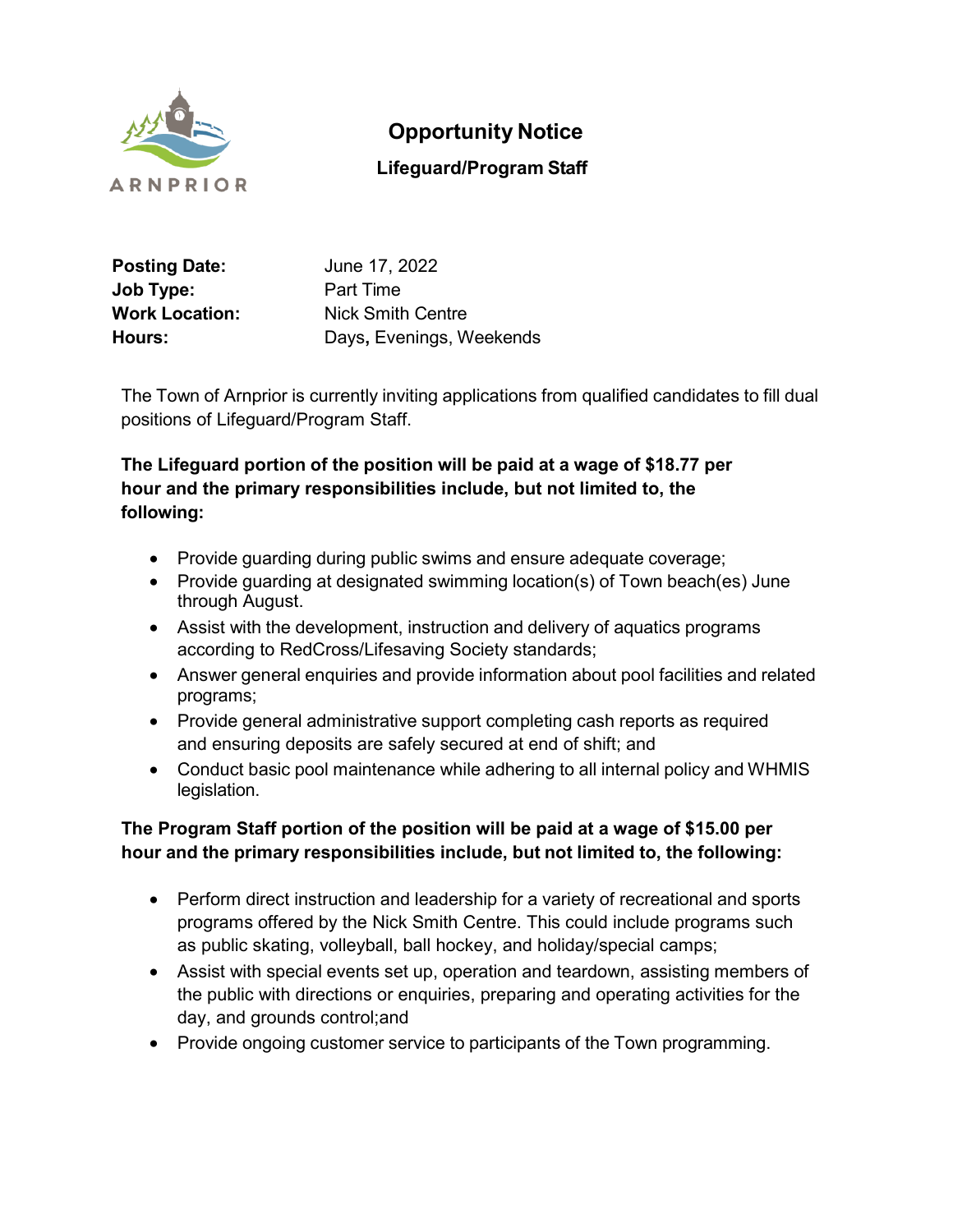ARNPRIOR

# Opportunity Notice

## Lifeguard/Program Staff

**Posting Date:** June 17, 2022
**Job Type:** Part Time
**Work Location:** Nick Smith Centre
**Hours:** Days, Evenings, Weekends

The Town of Arnprior is currently inviting applications from qualified candidates to fill dual positions of Lifeguard/Program Staff.

**The Lifeguard portion of the position will be paid at a wage of $18.77 per hour and the primary responsibilities include, but not limited to, the following:**

- Provide guarding during public swims and ensure adequate coverage;
- Provide guarding at designated swimming location(s) of Town beach(es) June through August.
- Assist with the development, instruction and delivery of aquatics programs according to RedCross/Lifesaving Society standards;
- Answer general enquiries and provide information about pool facilities and related programs;
- Provide general administrative support completing cash reports as required and ensuring deposits are safely secured at end of shift; and
- Conduct basic pool maintenance while adhering to all internal policy and WHMIS legislation.

**The Program Staff portion of the position will be paid at a wage of $15.00 per hour and the primary responsibilities include, but not limited to, the following:**

- Perform direct instruction and leadership for a variety of recreational and sports programs offered by the Nick Smith Centre. This could include programs such as public skating, volleyball, ball hockey, and holiday/special camps;
- Assist with special events set up, operation and teardown, assisting members of the public with directions or enquiries, preparing and operating activities for the day, and grounds control;and
- Provide ongoing customer service to participants of the Town programming.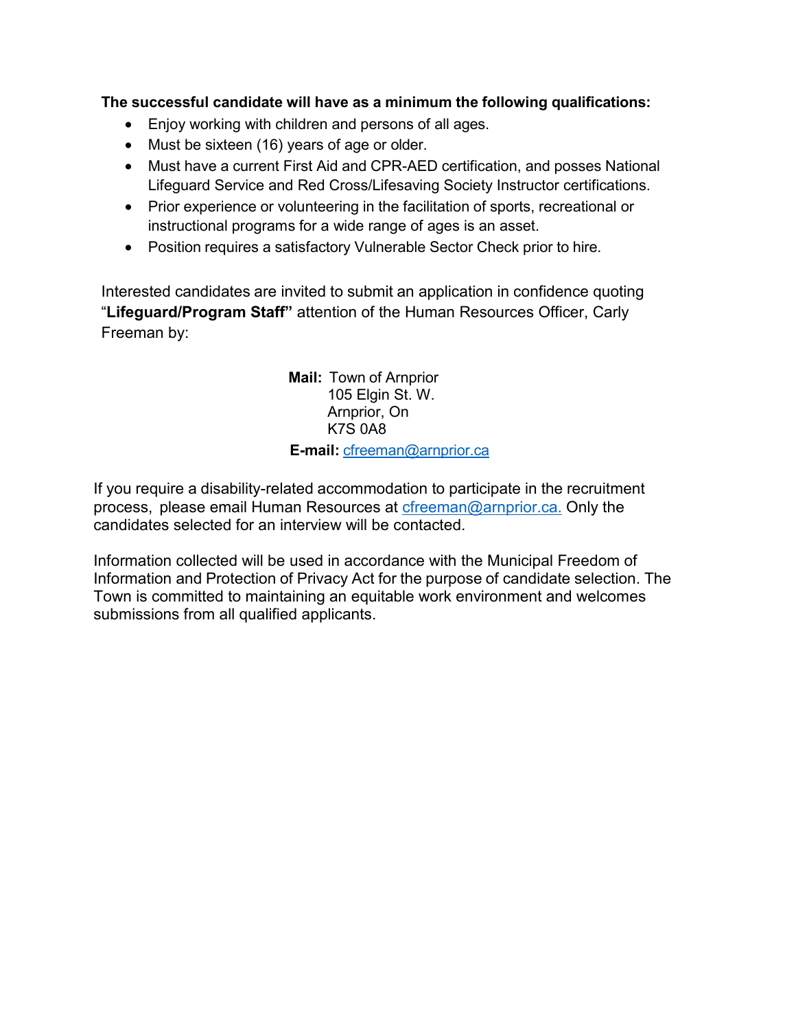**The successful candidate will have as a minimum the following qualifications:**

- Enjoy working with children and persons of all ages.
- Must be sixteen (16) years of age or older.
- Must have a current First Aid and CPR-AED certification, and posses National Lifeguard Service and Red Cross/Lifesaving Society Instructor certifications.
- Prior experience or volunteering in the facilitation of sports, recreational or instructional programs for a wide range of ages is an asset.
- Position requires a satisfactory Vulnerable Sector Check prior to hire.

Interested candidates are invited to submit an application in confidence quoting "**Lifeguard/Program Staff"** attention of the Human Resources Officer, Carly Freeman by:

**Mail:** Town of Arnprior
105 Elgin St. W.
Arnprior, On
K7S 0A8

**E-mail:** cfreeman@arnprior.ca

If you require a disability-related accommodation to participate in the recruitment process, please email Human Resources at cfreeman@arnprior.ca. Only the candidates selected for an interview will be contacted.

Information collected will be used in accordance with the Municipal Freedom of Information and Protection of Privacy Act for the purpose of candidate selection. The Town is committed to maintaining an equitable work environment and welcomes submissions from all qualified applicants.